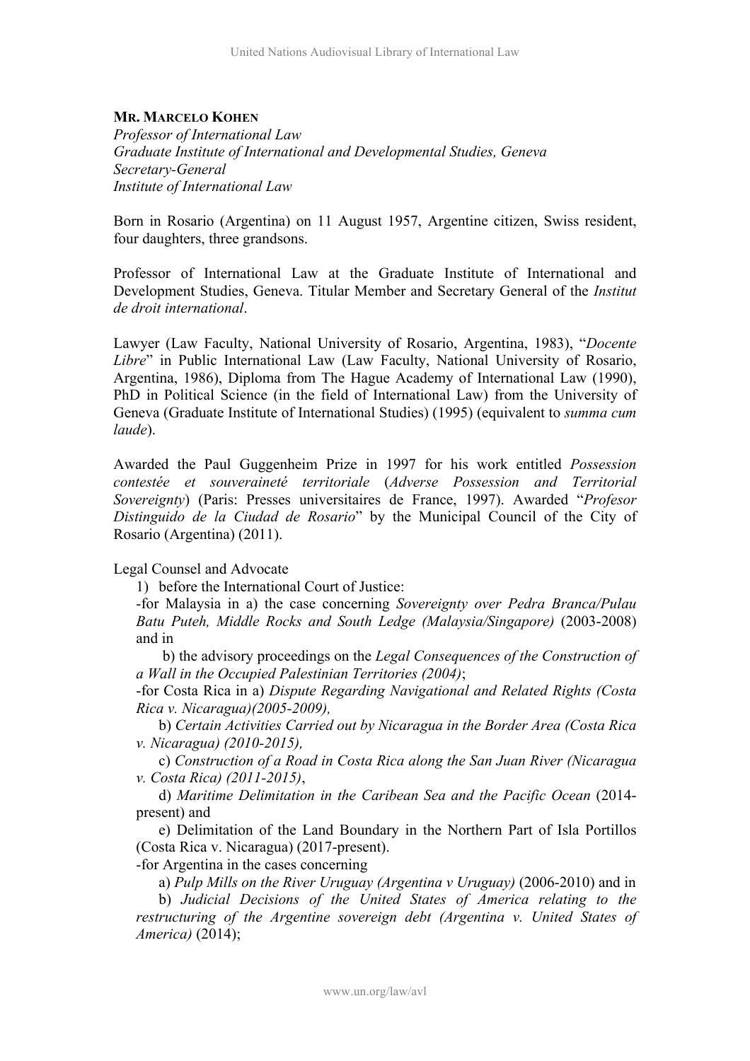**MR. MARCELO KOHEN**
*Professor of International Law*
*Graduate Institute of International and Developmental Studies, Geneva*
*Secretary-General*
*Institute of International Law*

Born in Rosario (Argentina) on 11 August 1957, Argentine citizen, Swiss resident, four daughters, three grandsons.

Professor of International Law at the Graduate Institute of International and Development Studies, Geneva. Titular Member and Secretary General of the *Institut de droit international*.

Lawyer (Law Faculty, National University of Rosario, Argentina, 1983), "*Docente Libre*" in Public International Law (Law Faculty, National University of Rosario, Argentina, 1986), Diploma from The Hague Academy of International Law (1990), PhD in Political Science (in the field of International Law) from the University of Geneva (Graduate Institute of International Studies) (1995) (equivalent to *summa cum laude*).

Awarded the Paul Guggenheim Prize in 1997 for his work entitled *Possession contestée et souveraineté territoriale* (*Adverse Possession and Territorial Sovereignty*) (Paris: Presses universitaires de France, 1997). Awarded "*Profesor Distinguido de la Ciudad de Rosario*" by the Municipal Council of the City of Rosario (Argentina) (2011).

Legal Counsel and Advocate

1) before the International Court of Justice:

-for Malaysia in a) the case concerning *Sovereignty over Pedra Branca/Pulau Batu Puteh, Middle Rocks and South Ledge (Malaysia/Singapore)* (2003-2008) and in

b) the advisory proceedings on the *Legal Consequences of the Construction of a Wall in the Occupied Palestinian Territories (2004)*;

-for Costa Rica in a) *Dispute Regarding Navigational and Related Rights (Costa Rica v. Nicaragua)(2005-2009),*

b) *Certain Activities Carried out by Nicaragua in the Border Area (Costa Rica v. Nicaragua) (2010-2015),*

c) *Construction of a Road in Costa Rica along the San Juan River (Nicaragua v. Costa Rica) (2011-2015)*,

d) *Maritime Delimitation in the Caribean Sea and the Pacific Ocean* (2014-present) and

e) Delimitation of the Land Boundary in the Northern Part of Isla Portillos (Costa Rica v. Nicaragua) (2017-present).

-for Argentina in the cases concerning

a) *Pulp Mills on the River Uruguay (Argentina v Uruguay)* (2006-2010) and in

b) *Judicial Decisions of the United States of America relating to the restructuring of the Argentine sovereign debt (Argentina v. United States of America)* (2014);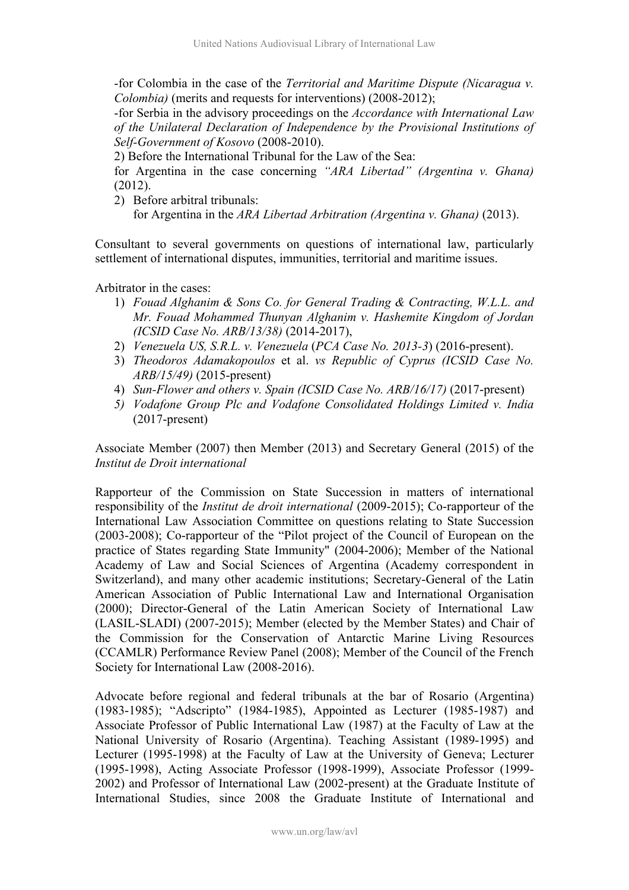-for Colombia in the case of the *Territorial and Maritime Dispute (Nicaragua v. Colombia)* (merits and requests for interventions) (2008-2012);
-for Serbia in the advisory proceedings on the *Accordance with International Law of the Unilateral Declaration of Independence by the Provisional Institutions of Self-Government of Kosovo* (2008-2010).
2) Before the International Tribunal for the Law of the Sea:
for Argentina in the case concerning *"ARA Libertad" (Argentina v. Ghana)* (2012).

2) Before arbitral tribunals:
   for Argentina in the *ARA Libertad Arbitration (Argentina v. Ghana)* (2013).

Consultant to several governments on questions of international law, particularly settlement of international disputes, immunities, territorial and maritime issues.

Arbitrator in the cases:

1) *Fouad Alghanim & Sons Co. for General Trading & Contracting, W.L.L. and Mr. Fouad Mohammed Thunyan Alghanim v. Hashemite Kingdom of Jordan (ICSID Case No. ARB/13/38)* (2014-2017),
2) *Venezuela US, S.R.L. v. Venezuela* (*PCA Case No. 2013-3*) (2016-present).
3) *Theodoros Adamakopoulos* et al. *vs Republic of Cyprus (ICSID Case No. ARB/15/49)* (2015-present)
4) *Sun-Flower and others v. Spain (ICSID Case No. ARB/16/17)* (2017-present)
5) *Vodafone Group Plc and Vodafone Consolidated Holdings Limited v. India* (2017-present)

Associate Member (2007) then Member (2013) and Secretary General (2015) of the *Institut de Droit international*

Rapporteur of the Commission on State Succession in matters of international responsibility of the *Institut de droit international* (2009-2015); Co-rapporteur of the International Law Association Committee on questions relating to State Succession (2003-2008); Co-rapporteur of the "Pilot project of the Council of European on the practice of States regarding State Immunity" (2004-2006); Member of the National Academy of Law and Social Sciences of Argentina (Academy correspondent in Switzerland), and many other academic institutions; Secretary-General of the Latin American Association of Public International Law and International Organisation (2000); Director-General of the Latin American Society of International Law (LASIL-SLADI) (2007-2015); Member (elected by the Member States) and Chair of the Commission for the Conservation of Antarctic Marine Living Resources (CCAMLR) Performance Review Panel (2008); Member of the Council of the French Society for International Law (2008-2016).

Advocate before regional and federal tribunals at the bar of Rosario (Argentina) (1983-1985); "Adscripto" (1984-1985), Appointed as Lecturer (1985-1987) and Associate Professor of Public International Law (1987) at the Faculty of Law at the National University of Rosario (Argentina). Teaching Assistant (1989-1995) and Lecturer (1995-1998) at the Faculty of Law at the University of Geneva; Lecturer (1995-1998), Acting Associate Professor (1998-1999), Associate Professor (1999-2002) and Professor of International Law (2002-present) at the Graduate Institute of International Studies, since 2008 the Graduate Institute of International and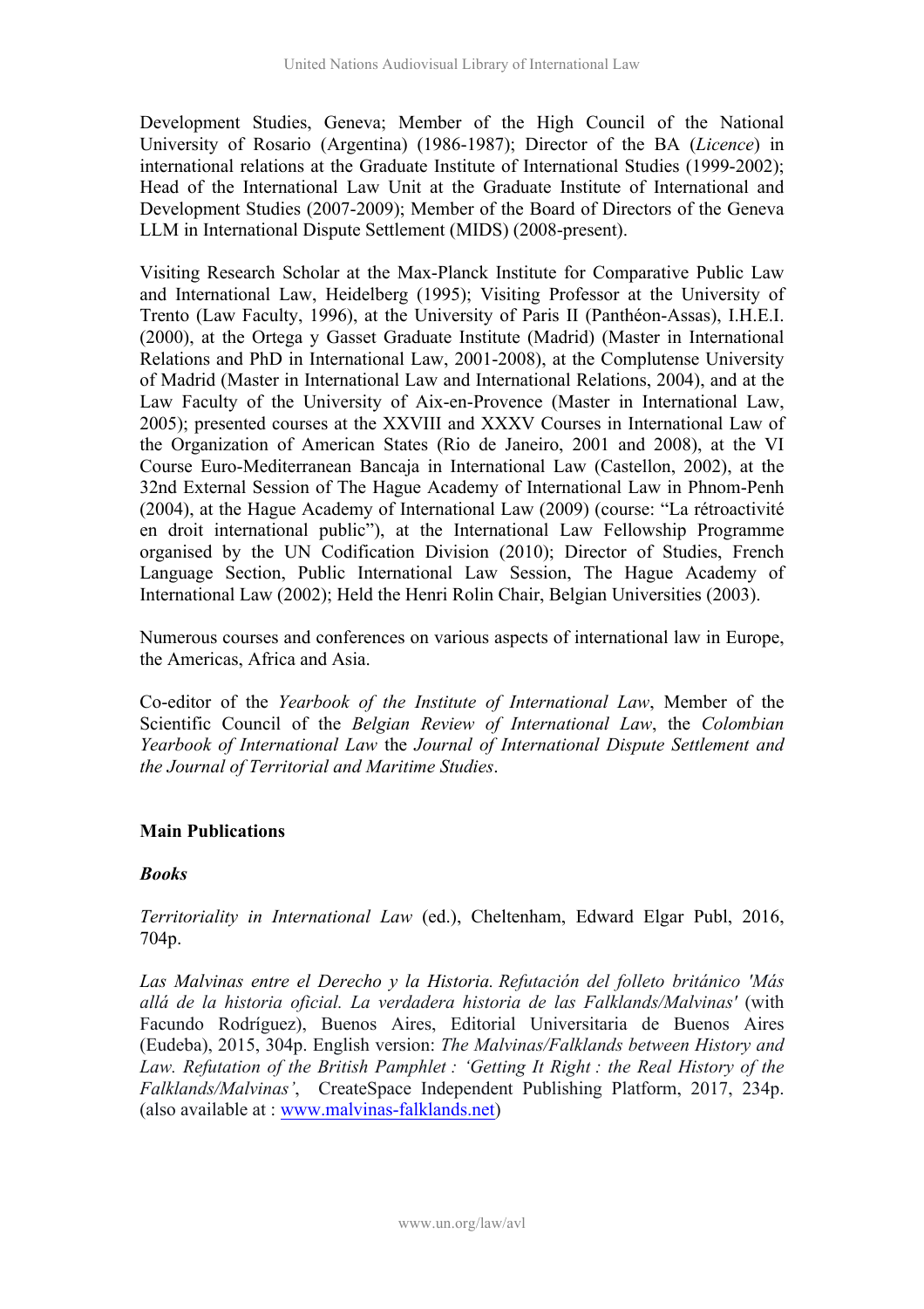Development Studies, Geneva; Member of the High Council of the National University of Rosario (Argentina) (1986-1987); Director of the BA (*Licence*) in international relations at the Graduate Institute of International Studies (1999-2002); Head of the International Law Unit at the Graduate Institute of International and Development Studies (2007-2009); Member of the Board of Directors of the Geneva LLM in International Dispute Settlement (MIDS) (2008-present).

Visiting Research Scholar at the Max-Planck Institute for Comparative Public Law and International Law, Heidelberg (1995); Visiting Professor at the University of Trento (Law Faculty, 1996), at the University of Paris II (Panthéon-Assas), I.H.E.I. (2000), at the Ortega y Gasset Graduate Institute (Madrid) (Master in International Relations and PhD in International Law, 2001-2008), at the Complutense University of Madrid (Master in International Law and International Relations, 2004), and at the Law Faculty of the University of Aix-en-Provence (Master in International Law, 2005); presented courses at the XXVIII and XXXV Courses in International Law of the Organization of American States (Rio de Janeiro, 2001 and 2008), at the VI Course Euro-Mediterranean Bancaja in International Law (Castellon, 2002), at the 32nd External Session of The Hague Academy of International Law in Phnom-Penh (2004), at the Hague Academy of International Law (2009) (course: "La rétroactivité en droit international public"), at the International Law Fellowship Programme organised by the UN Codification Division (2010); Director of Studies, French Language Section, Public International Law Session, The Hague Academy of International Law (2002); Held the Henri Rolin Chair, Belgian Universities (2003).

Numerous courses and conferences on various aspects of international law in Europe, the Americas, Africa and Asia.

Co-editor of the *Yearbook of the Institute of International Law*, Member of the Scientific Council of the *Belgian Review of International Law*, the *Colombian Yearbook of International Law* the *Journal of International Dispute Settlement and the Journal of Territorial and Maritime Studies*.

## Main Publications

### *Books*

*Territoriality in International Law* (ed.), Cheltenham, Edward Elgar Publ, 2016, 704p.

*Las Malvinas entre el Derecho y la Historia. Refutación del folleto británico 'Más allá de la historia oficial. La verdadera historia de las Falklands/Malvinas'* (with Facundo Rodríguez), Buenos Aires, Editorial Universitaria de Buenos Aires (Eudeba), 2015, 304p. English version: *The Malvinas/Falklands between History and Law. Refutation of the British Pamphlet : 'Getting It Right : the Real History of the Falklands/Malvinas'*, CreateSpace Independent Publishing Platform, 2017, 234p. (also available at : www.malvinas-falklands.net)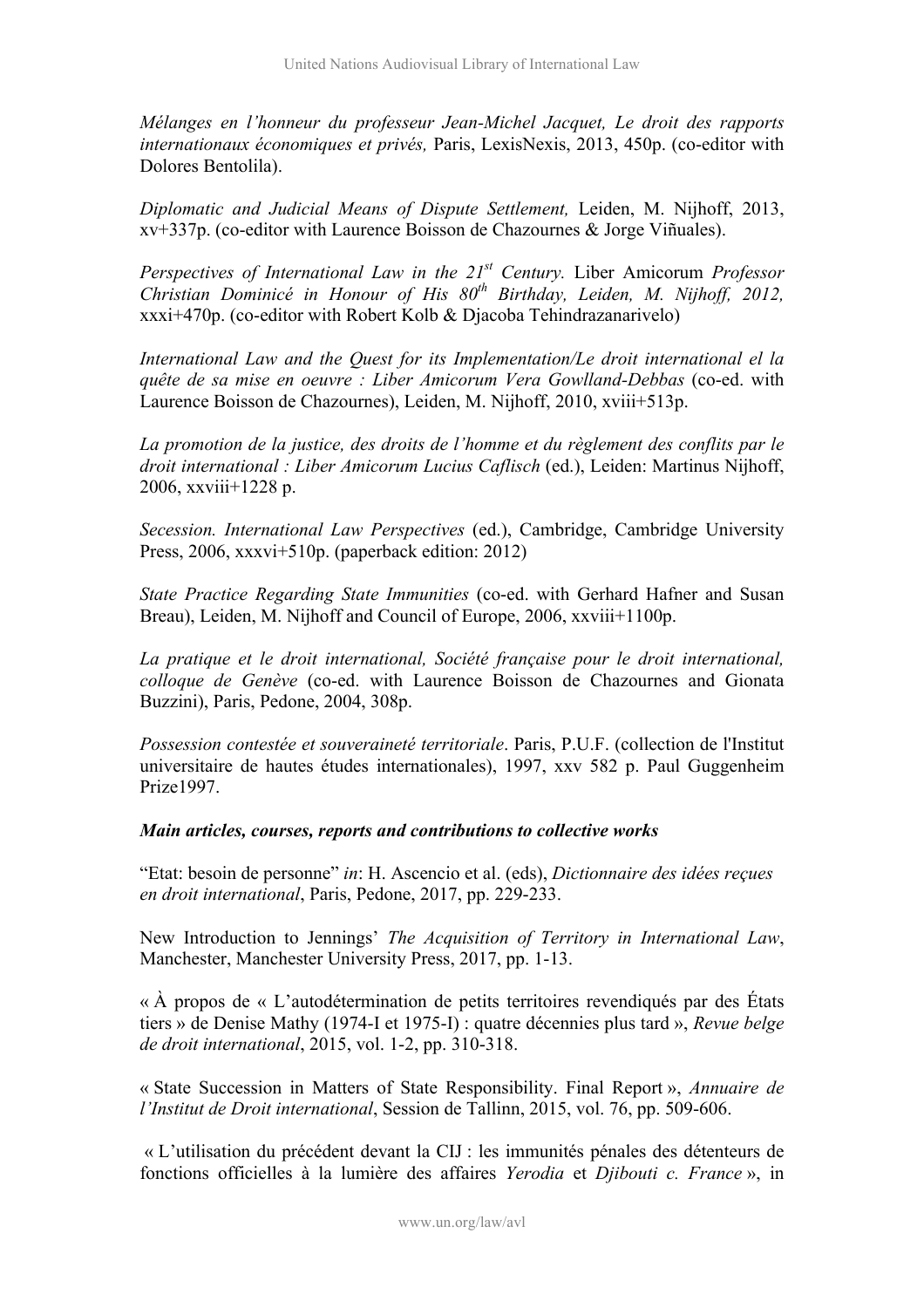*Mélanges en l'honneur du professeur Jean-Michel Jacquet, Le droit des rapports internationaux économiques et privés,* Paris, LexisNexis, 2013, 450p. (co-editor with Dolores Bentolila).

*Diplomatic and Judicial Means of Dispute Settlement,* Leiden, M. Nijhoff, 2013, xv+337p. (co-editor with Laurence Boisson de Chazournes & Jorge Viñuales).

*Perspectives of International Law in the 21st Century.* Liber Amicorum *Professor Christian Dominicé in Honour of His 80th Birthday, Leiden, M. Nijhoff, 2012,* xxxi+470p. (co-editor with Robert Kolb & Djacoba Tehindrazanarivelo)

*International Law and the Quest for its Implementation/Le droit international el la quête de sa mise en oeuvre : Liber Amicorum Vera Gowlland-Debbas* (co-ed. with Laurence Boisson de Chazournes), Leiden, M. Nijhoff, 2010, xviii+513p.

*La promotion de la justice, des droits de l'homme et du règlement des conflits par le droit international : Liber Amicorum Lucius Caflisch* (ed.), Leiden: Martinus Nijhoff, 2006, xxviii+1228 p.

*Secession. International Law Perspectives* (ed.), Cambridge, Cambridge University Press, 2006, xxxvi+510p. (paperback edition: 2012)

*State Practice Regarding State Immunities* (co-ed. with Gerhard Hafner and Susan Breau), Leiden, M. Nijhoff and Council of Europe, 2006, xxviii+1100p.

*La pratique et le droit international, Société française pour le droit international, colloque de Genève* (co-ed. with Laurence Boisson de Chazournes and Gionata Buzzini), Paris, Pedone, 2004, 308p.

*Possession contestée et souveraineté territoriale*. Paris, P.U.F. (collection de l'Institut universitaire de hautes études internationales), 1997, xxv 582 p. Paul Guggenheim Prize1997.

***Main articles, courses, reports and contributions to collective works***

"Etat: besoin de personne" *in*: H. Ascencio et al. (eds), *Dictionnaire des idées reçues en droit international*, Paris, Pedone, 2017, pp. 229-233.

New Introduction to Jennings' *The Acquisition of Territory in International Law*, Manchester, Manchester University Press, 2017, pp. 1-13.

« À propos de « L'autodétermination de petits territoires revendiqués par des États tiers » de Denise Mathy (1974-I et 1975-I) : quatre décennies plus tard », *Revue belge de droit international*, 2015, vol. 1-2, pp. 310-318.

« State Succession in Matters of State Responsibility. Final Report », *Annuaire de l'Institut de Droit international*, Session de Tallinn, 2015, vol. 76, pp. 509-606.

« L'utilisation du précédent devant la CIJ : les immunités pénales des détenteurs de fonctions officielles à la lumière des affaires *Yerodia* et *Djibouti c. France* », in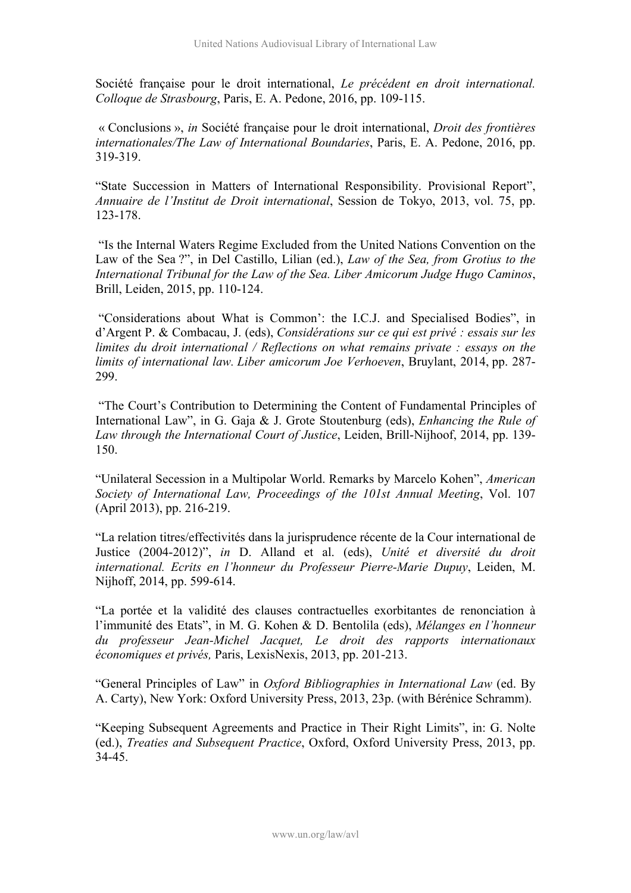Société française pour le droit international, *Le précédent en droit international. Colloque de Strasbourg*, Paris, E. A. Pedone, 2016, pp. 109-115.

« Conclusions », *in* Société française pour le droit international, *Droit des frontières internationales/The Law of International Boundaries*, Paris, E. A. Pedone, 2016, pp. 319-319.

"State Succession in Matters of International Responsibility. Provisional Report", *Annuaire de l'Institut de Droit international*, Session de Tokyo, 2013, vol. 75, pp. 123-178.

"Is the Internal Waters Regime Excluded from the United Nations Convention on the Law of the Sea ?", in Del Castillo, Lilian (ed.), *Law of the Sea, from Grotius to the International Tribunal for the Law of the Sea. Liber Amicorum Judge Hugo Caminos*, Brill, Leiden, 2015, pp. 110-124.

"Considerations about What is Common': the I.C.J. and Specialised Bodies", in d'Argent P. & Combacau, J. (eds), *Considérations sur ce qui est privé : essais sur les limites du droit international / Reflections on what remains private : essays on the limits of international law. Liber amicorum Joe Verhoeven*, Bruylant, 2014, pp. 287-299.

"The Court's Contribution to Determining the Content of Fundamental Principles of International Law", in G. Gaja & J. Grote Stoutenburg (eds), *Enhancing the Rule of Law through the International Court of Justice*, Leiden, Brill-Nijhoof, 2014, pp. 139-150.

"Unilateral Secession in a Multipolar World. Remarks by Marcelo Kohen", *American Society of International Law, Proceedings of the 101st Annual Meeting*, Vol. 107 (April 2013), pp. 216-219.

"La relation titres/effectivités dans la jurisprudence récente de la Cour international de Justice (2004-2012)", *in* D. Alland et al. (eds), *Unité et diversité du droit international. Ecrits en l'honneur du Professeur Pierre-Marie Dupuy*, Leiden, M. Nijhoff, 2014, pp. 599-614.

"La portée et la validité des clauses contractuelles exorbitantes de renonciation à l'immunité des Etats", in M. G. Kohen & D. Bentolila (eds), *Mélanges en l'honneur du professeur Jean-Michel Jacquet, Le droit des rapports internationaux économiques et privés,* Paris, LexisNexis, 2013, pp. 201-213.

"General Principles of Law" in *Oxford Bibliographies in International Law* (ed. By A. Carty), New York: Oxford University Press, 2013, 23p. (with Bérénice Schramm).

"Keeping Subsequent Agreements and Practice in Their Right Limits", in: G. Nolte (ed.), *Treaties and Subsequent Practice*, Oxford, Oxford University Press, 2013, pp. 34-45.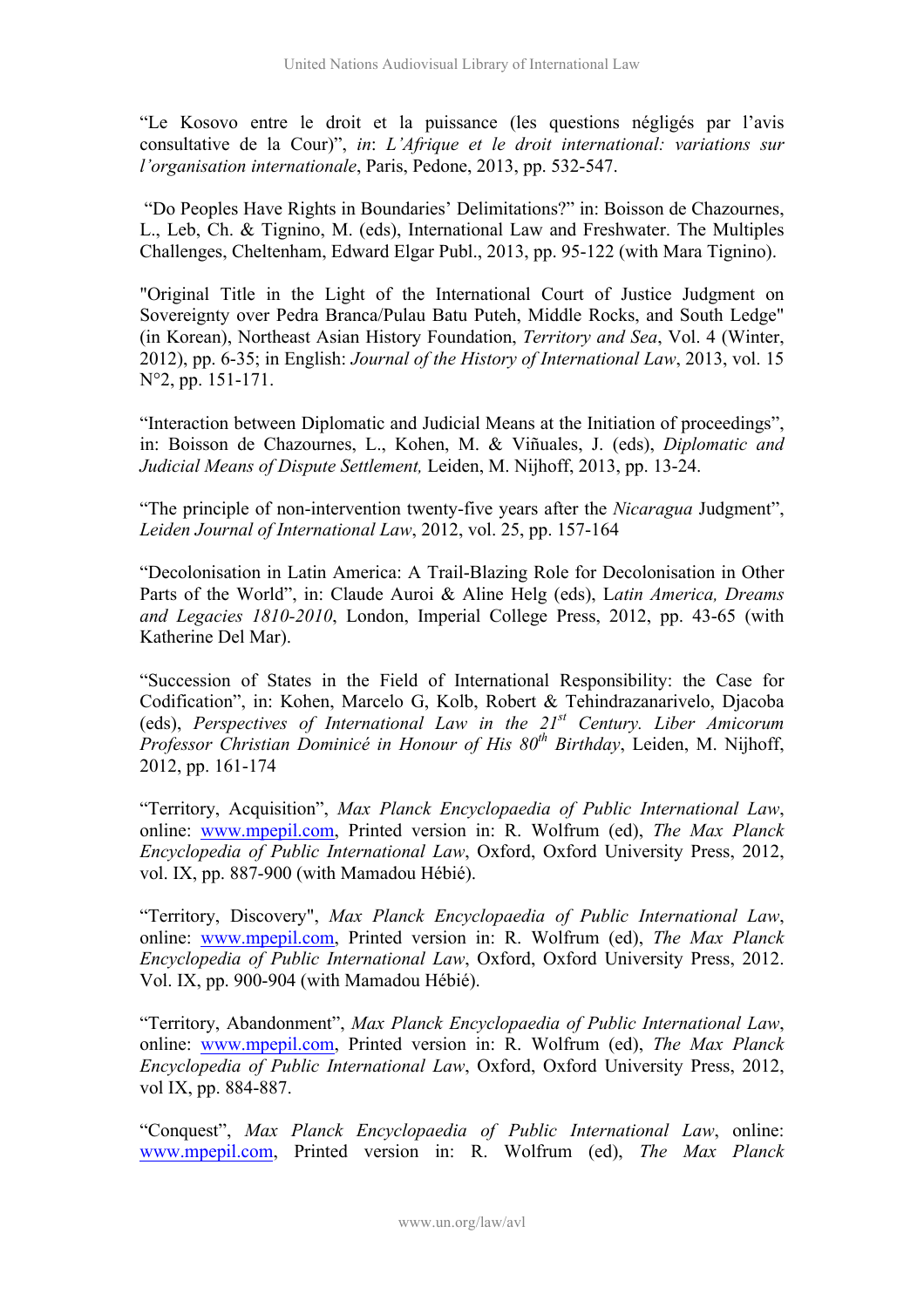"Le Kosovo entre le droit et la puissance (les questions négligés par l'avis consultative de la Cour)", *in*: *L'Afrique et le droit international: variations sur l'organisation internationale*, Paris, Pedone, 2013, pp. 532-547.

"Do Peoples Have Rights in Boundaries' Delimitations?" in: Boisson de Chazournes, L., Leb, Ch. & Tignino, M. (eds), International Law and Freshwater. The Multiples Challenges, Cheltenham, Edward Elgar Publ., 2013, pp. 95-122 (with Mara Tignino).

"Original Title in the Light of the International Court of Justice Judgment on Sovereignty over Pedra Branca/Pulau Batu Puteh, Middle Rocks, and South Ledge" (in Korean), Northeast Asian History Foundation, *Territory and Sea*, Vol. 4 (Winter, 2012), pp. 6-35; in English: *Journal of the History of International Law*, 2013, vol. 15 N°2, pp. 151-171.

"Interaction between Diplomatic and Judicial Means at the Initiation of proceedings", in: Boisson de Chazournes, L., Kohen, M. & Viñuales, J. (eds), *Diplomatic and Judicial Means of Dispute Settlement,* Leiden, M. Nijhoff, 2013, pp. 13-24.

"The principle of non-intervention twenty-five years after the *Nicaragua* Judgment", *Leiden Journal of International Law*, 2012, vol. 25, pp. 157-164

"Decolonisation in Latin America: A Trail-Blazing Role for Decolonisation in Other Parts of the World", in: Claude Auroi & Aline Helg (eds), L*atin America, Dreams and Legacies 1810-2010*, London, Imperial College Press, 2012, pp. 43-65 (with Katherine Del Mar).

"Succession of States in the Field of International Responsibility: the Case for Codification", in: Kohen, Marcelo G, Kolb, Robert & Tehindrazanarivelo, Djacoba (eds), *Perspectives of International Law in the 21st Century. Liber Amicorum Professor Christian Dominicé in Honour of His 80th Birthday*, Leiden, M. Nijhoff, 2012, pp. 161-174

"Territory, Acquisition", *Max Planck Encyclopaedia of Public International Law*, online: www.mpepil.com, Printed version in: R. Wolfrum (ed), *The Max Planck Encyclopedia of Public International Law*, Oxford, Oxford University Press, 2012, vol. IX, pp. 887-900 (with Mamadou Hébié).

"Territory, Discovery", *Max Planck Encyclopaedia of Public International Law*, online: www.mpepil.com, Printed version in: R. Wolfrum (ed), *The Max Planck Encyclopedia of Public International Law*, Oxford, Oxford University Press, 2012. Vol. IX, pp. 900-904 (with Mamadou Hébié).

"Territory, Abandonment", *Max Planck Encyclopaedia of Public International Law*, online: www.mpepil.com, Printed version in: R. Wolfrum (ed), *The Max Planck Encyclopedia of Public International Law*, Oxford, Oxford University Press, 2012, vol IX, pp. 884-887.

"Conquest", *Max Planck Encyclopaedia of Public International Law*, online: www.mpepil.com, Printed version in: R. Wolfrum (ed), *The Max Planck*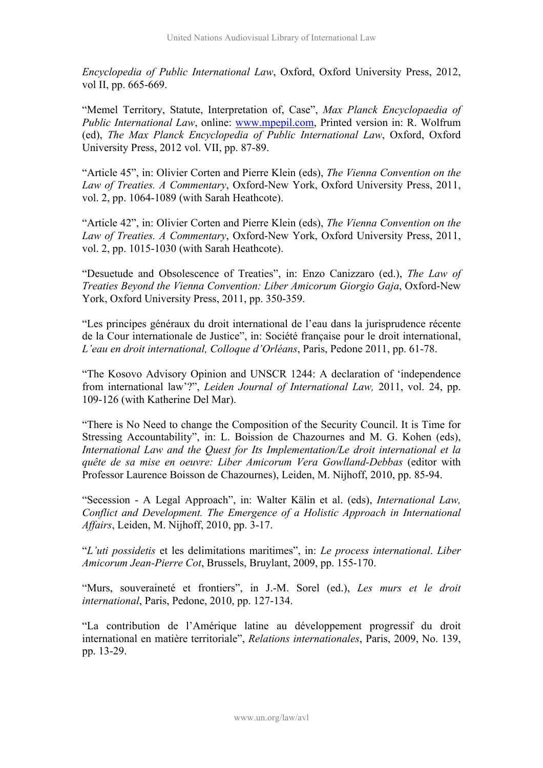*Encyclopedia of Public International Law*, Oxford, Oxford University Press, 2012, vol II, pp. 665-669.

"Memel Territory, Statute, Interpretation of, Case", *Max Planck Encyclopaedia of Public International Law*, online: www.mpepil.com, Printed version in: R. Wolfrum (ed), *The Max Planck Encyclopedia of Public International Law*, Oxford, Oxford University Press, 2012 vol. VII, pp. 87-89.

"Article 45", in: Olivier Corten and Pierre Klein (eds), *The Vienna Convention on the Law of Treaties. A Commentary*, Oxford-New York, Oxford University Press, 2011, vol. 2, pp. 1064-1089 (with Sarah Heathcote).

"Article 42", in: Olivier Corten and Pierre Klein (eds), *The Vienna Convention on the Law of Treaties. A Commentary*, Oxford-New York, Oxford University Press, 2011, vol. 2, pp. 1015-1030 (with Sarah Heathcote).

"Desuetude and Obsolescence of Treaties", in: Enzo Canizzaro (ed.), *The Law of Treaties Beyond the Vienna Convention: Liber Amicorum Giorgio Gaja*, Oxford-New York, Oxford University Press, 2011, pp. 350-359.

"Les principes généraux du droit international de l'eau dans la jurisprudence récente de la Cour internationale de Justice", in: Société française pour le droit international, *L'eau en droit international, Colloque d'Orléans*, Paris, Pedone 2011, pp. 61-78.

"The Kosovo Advisory Opinion and UNSCR 1244: A declaration of 'independence from international law'?", *Leiden Journal of International Law,* 2011, vol. 24, pp. 109-126 (with Katherine Del Mar).

"There is No Need to change the Composition of the Security Council. It is Time for Stressing Accountability", in: L. Boission de Chazournes and M. G. Kohen (eds), *International Law and the Quest for Its Implementation/Le droit international et la quête de sa mise en oeuvre: Liber Amicorum Vera Gowlland-Debbas* (editor with Professor Laurence Boisson de Chazournes), Leiden, M. Nijhoff, 2010, pp. 85-94.

"Secession - A Legal Approach", in: Walter Kälin et al. (eds), *International Law, Conflict and Development. The Emergence of a Holistic Approach in International Affairs*, Leiden, M. Nijhoff, 2010, pp. 3-17.

"*L'uti possidetis* et les delimitations maritimes", in: *Le process international*. *Liber Amicorum Jean-Pierre Cot*, Brussels, Bruylant, 2009, pp. 155-170.

"Murs, souveraineté et frontiers", in J.-M. Sorel (ed.), *Les murs et le droit international*, Paris, Pedone, 2010, pp. 127-134.

"La contribution de l'Amérique latine au développement progressif du droit international en matière territoriale", *Relations internationales*, Paris, 2009, No. 139, pp. 13-29.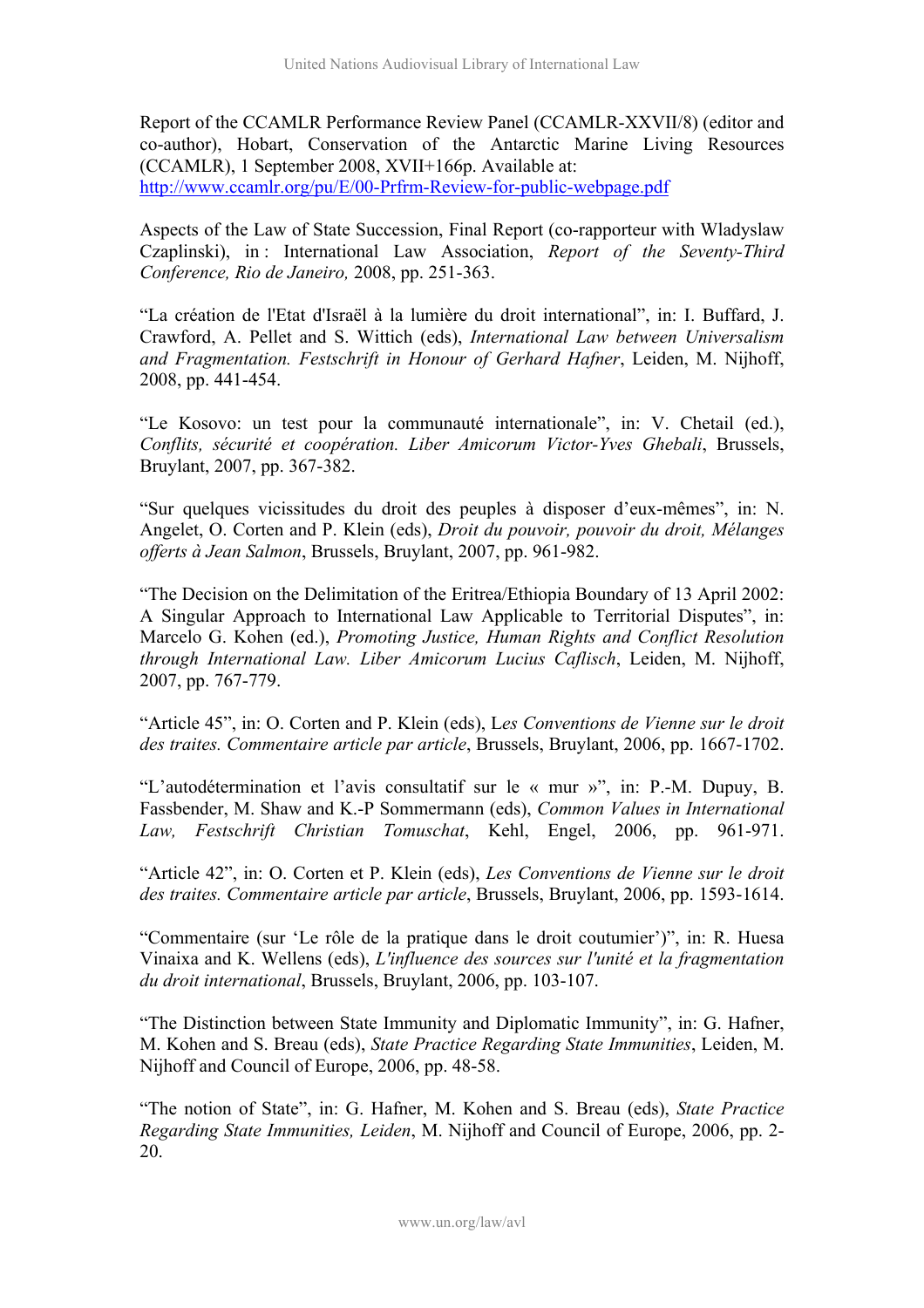Report of the CCAMLR Performance Review Panel (CCAMLR-XXVII/8) (editor and co-author), Hobart, Conservation of the Antarctic Marine Living Resources (CCAMLR), 1 September 2008, XVII+166p. Available at: http://www.ccamlr.org/pu/E/00-Prfrm-Review-for-public-webpage.pdf

Aspects of the Law of State Succession, Final Report (co-rapporteur with Wladyslaw Czaplinski), in : International Law Association, *Report of the Seventy-Third Conference, Rio de Janeiro,* 2008, pp. 251-363.

"La création de l'Etat d'Israël à la lumière du droit international", in: I. Buffard, J. Crawford, A. Pellet and S. Wittich (eds), *International Law between Universalism and Fragmentation. Festschrift in Honour of Gerhard Hafner*, Leiden, M. Nijhoff, 2008, pp. 441-454.

"Le Kosovo: un test pour la communauté internationale", in: V. Chetail (ed.), *Conflits, sécurité et coopération. Liber Amicorum Victor-Yves Ghebali*, Brussels, Bruylant, 2007, pp. 367-382.

"Sur quelques vicissitudes du droit des peuples à disposer d'eux-mêmes", in: N. Angelet, O. Corten and P. Klein (eds), *Droit du pouvoir, pouvoir du droit, Mélanges offerts à Jean Salmon*, Brussels, Bruylant, 2007, pp. 961-982.

"The Decision on the Delimitation of the Eritrea/Ethiopia Boundary of 13 April 2002: A Singular Approach to International Law Applicable to Territorial Disputes", in: Marcelo G. Kohen (ed.), *Promoting Justice, Human Rights and Conflict Resolution through International Law. Liber Amicorum Lucius Caflisch*, Leiden, M. Nijhoff, 2007, pp. 767-779.

"Article 45", in: O. Corten and P. Klein (eds), L*es Conventions de Vienne sur le droit des traites. Commentaire article par article*, Brussels, Bruylant, 2006, pp. 1667-1702.

"L'autodétermination et l'avis consultatif sur le « mur »", in: P.-M. Dupuy, B. Fassbender, M. Shaw and K.-P Sommermann (eds), *Common Values in International Law, Festschrift Christian Tomuschat*, Kehl, Engel, 2006, pp. 961-971.

"Article 42", in: O. Corten et P. Klein (eds), *Les Conventions de Vienne sur le droit des traites. Commentaire article par article*, Brussels, Bruylant, 2006, pp. 1593-1614.

"Commentaire (sur 'Le rôle de la pratique dans le droit coutumier')", in: R. Huesa Vinaixa and K. Wellens (eds), *L'influence des sources sur l'unité et la fragmentation du droit international*, Brussels, Bruylant, 2006, pp. 103-107.

"The Distinction between State Immunity and Diplomatic Immunity", in: G. Hafner, M. Kohen and S. Breau (eds), *State Practice Regarding State Immunities*, Leiden, M. Nijhoff and Council of Europe, 2006, pp. 48-58.

"The notion of State", in: G. Hafner, M. Kohen and S. Breau (eds), *State Practice Regarding State Immunities, Leiden*, M. Nijhoff and Council of Europe, 2006, pp. 2-20.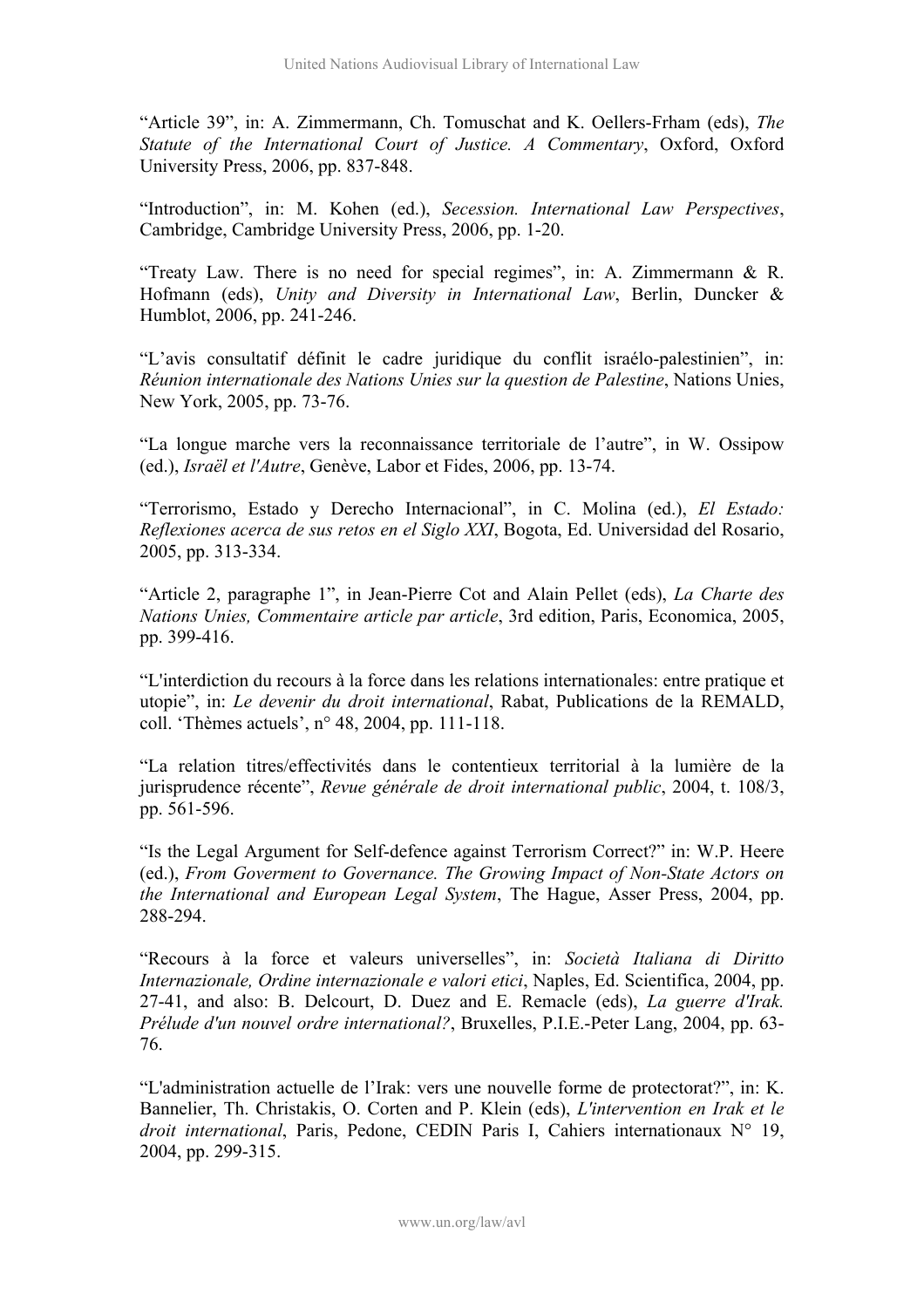"Article 39", in: A. Zimmermann, Ch. Tomuschat and K. Oellers-Frham (eds), *The Statute of the International Court of Justice. A Commentary*, Oxford, Oxford University Press, 2006, pp. 837-848.

"Introduction", in: M. Kohen (ed.), *Secession. International Law Perspectives*, Cambridge, Cambridge University Press, 2006, pp. 1-20.

"Treaty Law. There is no need for special regimes", in: A. Zimmermann & R. Hofmann (eds), *Unity and Diversity in International Law*, Berlin, Duncker & Humblot, 2006, pp. 241-246.

"L'avis consultatif définit le cadre juridique du conflit israélo-palestinien", in: *Réunion internationale des Nations Unies sur la question de Palestine*, Nations Unies, New York, 2005, pp. 73-76.

"La longue marche vers la reconnaissance territoriale de l'autre", in W. Ossipow (ed.), *Israël et l'Autre*, Genève, Labor et Fides, 2006, pp. 13-74.

"Terrorismo, Estado y Derecho Internacional", in C. Molina (ed.), *El Estado: Reflexiones acerca de sus retos en el Siglo XXI*, Bogota, Ed. Universidad del Rosario, 2005, pp. 313-334.

"Article 2, paragraphe 1", in Jean-Pierre Cot and Alain Pellet (eds), *La Charte des Nations Unies, Commentaire article par article*, 3rd edition, Paris, Economica, 2005, pp. 399-416.

"L'interdiction du recours à la force dans les relations internationales: entre pratique et utopie", in: *Le devenir du droit international*, Rabat, Publications de la REMALD, coll. 'Thèmes actuels', n° 48, 2004, pp. 111-118.

"La relation titres/effectivités dans le contentieux territorial à la lumière de la jurisprudence récente", *Revue générale de droit international public*, 2004, t. 108/3, pp. 561-596.

"Is the Legal Argument for Self-defence against Terrorism Correct?" in: W.P. Heere (ed.), *From Goverment to Governance. The Growing Impact of Non-State Actors on the International and European Legal System*, The Hague, Asser Press, 2004, pp. 288-294.

"Recours à la force et valeurs universelles", in: *Società Italiana di Diritto Internazionale, Ordine internazionale e valori etici*, Naples, Ed. Scientifica, 2004, pp. 27-41, and also: B. Delcourt, D. Duez and E. Remacle (eds), *La guerre d'Irak. Prélude d'un nouvel ordre international?*, Bruxelles, P.I.E.-Peter Lang, 2004, pp. 63-76.

"L'administration actuelle de l'Irak: vers une nouvelle forme de protectorat?", in: K. Bannelier, Th. Christakis, O. Corten and P. Klein (eds), *L'intervention en Irak et le droit international*, Paris, Pedone, CEDIN Paris I, Cahiers internationaux N° 19, 2004, pp. 299-315.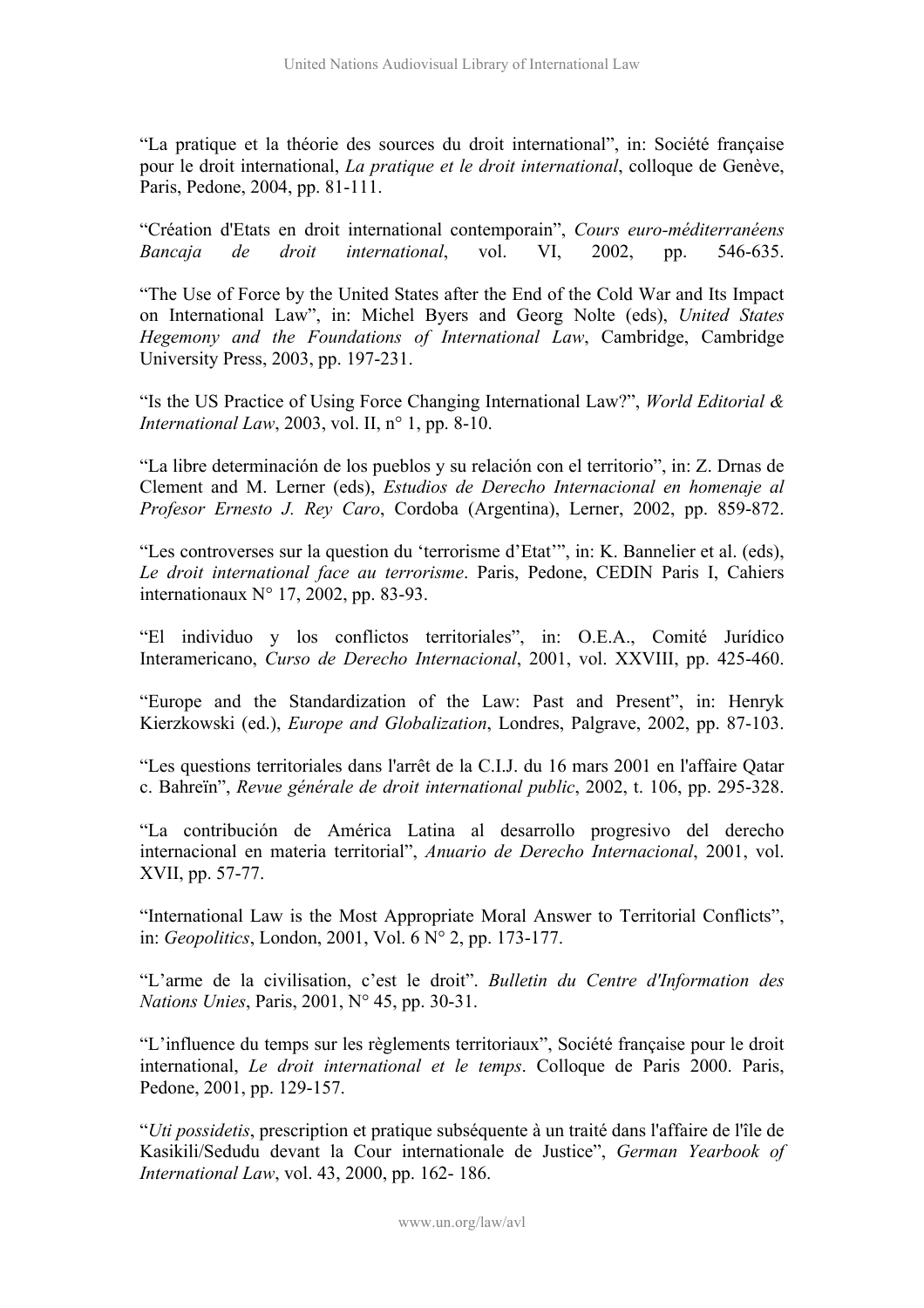"La pratique et la théorie des sources du droit international", in: Société française pour le droit international, *La pratique et le droit international*, colloque de Genève, Paris, Pedone, 2004, pp. 81-111.

"Création d'Etats en droit international contemporain", *Cours euro-méditerranéens Bancaja de droit international*, vol. VI, 2002, pp. 546-635.

"The Use of Force by the United States after the End of the Cold War and Its Impact on International Law", in: Michel Byers and Georg Nolte (eds), *United States Hegemony and the Foundations of International Law*, Cambridge, Cambridge University Press, 2003, pp. 197-231.

"Is the US Practice of Using Force Changing International Law?", *World Editorial & International Law*, 2003, vol. II, n° 1, pp. 8-10.

"La libre determinación de los pueblos y su relación con el territorio", in: Z. Drnas de Clement and M. Lerner (eds), *Estudios de Derecho Internacional en homenaje al Profesor Ernesto J. Rey Caro*, Cordoba (Argentina), Lerner, 2002, pp. 859-872.

"Les controverses sur la question du 'terrorisme d'Etat'", in: K. Bannelier et al. (eds), *Le droit international face au terrorisme*. Paris, Pedone, CEDIN Paris I, Cahiers internationaux N° 17, 2002, pp. 83-93.

"El individuo y los conflictos territoriales", in: O.E.A., Comité Jurídico Interamericano, *Curso de Derecho Internacional*, 2001, vol. XXVIII, pp. 425-460.

"Europe and the Standardization of the Law: Past and Present", in: Henryk Kierzkowski (ed.), *Europe and Globalization*, Londres, Palgrave, 2002, pp. 87-103.

"Les questions territoriales dans l'arrêt de la C.I.J. du 16 mars 2001 en l'affaire Qatar c. Bahreïn", *Revue générale de droit international public*, 2002, t. 106, pp. 295-328.

"La contribución de América Latina al desarrollo progresivo del derecho internacional en materia territorial", *Anuario de Derecho Internacional*, 2001, vol. XVII, pp. 57-77.

"International Law is the Most Appropriate Moral Answer to Territorial Conflicts", in: *Geopolitics*, London, 2001, Vol. 6 N° 2, pp. 173-177.

"L'arme de la civilisation, c'est le droit". *Bulletin du Centre d'Information des Nations Unies*, Paris, 2001, N° 45, pp. 30-31.

"L'influence du temps sur les règlements territoriaux", Société française pour le droit international, *Le droit international et le temps*. Colloque de Paris 2000. Paris, Pedone, 2001, pp. 129-157.

"*Uti possidetis*, prescription et pratique subséquente à un traité dans l'affaire de l'île de Kasikili/Sedudu devant la Cour internationale de Justice", *German Yearbook of International Law*, vol. 43, 2000, pp. 162- 186.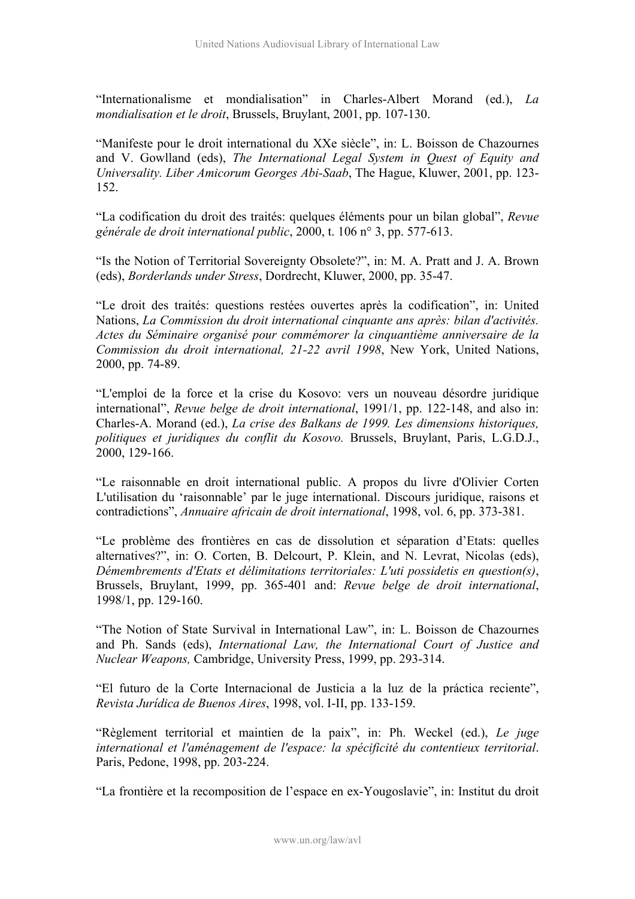"Internationalisme et mondialisation" in Charles-Albert Morand (ed.), *La mondialisation et le droit*, Brussels, Bruylant, 2001, pp. 107-130.

"Manifeste pour le droit international du XXe siècle", in: L. Boisson de Chazournes and V. Gowlland (eds), *The International Legal System in Quest of Equity and Universality. Liber Amicorum Georges Abi-Saab*, The Hague, Kluwer, 2001, pp. 123-152.

"La codification du droit des traités: quelques éléments pour un bilan global", *Revue générale de droit international public*, 2000, t. 106 n° 3, pp. 577-613.

"Is the Notion of Territorial Sovereignty Obsolete?", in: M. A. Pratt and J. A. Brown (eds), *Borderlands under Stress*, Dordrecht, Kluwer, 2000, pp. 35-47.

"Le droit des traités: questions restées ouvertes après la codification", in: United Nations, *La Commission du droit international cinquante ans après: bilan d'activités. Actes du Séminaire organisé pour commémorer la cinquantième anniversaire de la Commission du droit international, 21-22 avril 1998*, New York, United Nations, 2000, pp. 74-89.

"L'emploi de la force et la crise du Kosovo: vers un nouveau désordre juridique international", *Revue belge de droit international*, 1991/1, pp. 122-148, and also in: Charles-A. Morand (ed.), *La crise des Balkans de 1999. Les dimensions historiques, politiques et juridiques du conflit du Kosovo.* Brussels, Bruylant, Paris, L.G.D.J., 2000, 129-166.

"Le raisonnable en droit international public. A propos du livre d'Olivier Corten L'utilisation du 'raisonnable' par le juge international. Discours juridique, raisons et contradictions", *Annuaire africain de droit international*, 1998, vol. 6, pp. 373-381.

"Le problème des frontières en cas de dissolution et séparation d'Etats: quelles alternatives?", in: O. Corten, B. Delcourt, P. Klein, and N. Levrat, Nicolas (eds), *Démembrements d'Etats et délimitations territoriales: L'uti possidetis en question(s)*, Brussels, Bruylant, 1999, pp. 365-401 and: *Revue belge de droit international*, 1998/1, pp. 129-160.

"The Notion of State Survival in International Law", in: L. Boisson de Chazournes and Ph. Sands (eds), *International Law, the International Court of Justice and Nuclear Weapons,* Cambridge, University Press, 1999, pp. 293-314.

"El futuro de la Corte Internacional de Justicia a la luz de la práctica reciente", *Revista Jurídica de Buenos Aires*, 1998, vol. I-II, pp. 133-159.

"Règlement territorial et maintien de la paix", in: Ph. Weckel (ed.), *Le juge international et l'aménagement de l'espace: la spécificité du contentieux territorial*. Paris, Pedone, 1998, pp. 203-224.

"La frontière et la recomposition de l'espace en ex-Yougoslavie", in: Institut du droit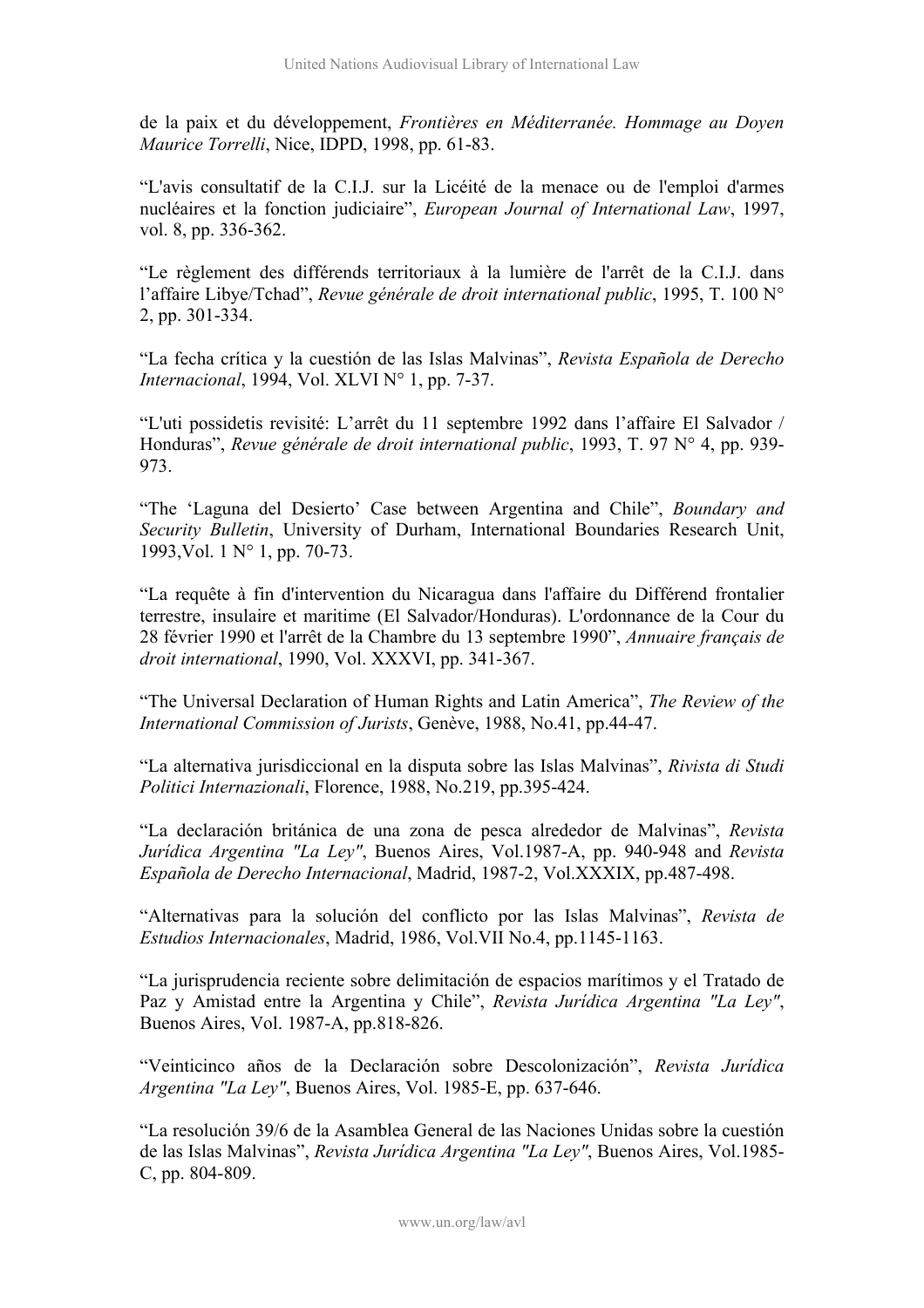de la paix et du développement, *Frontières en Méditerranée. Hommage au Doyen Maurice Torrelli*, Nice, IDPD, 1998, pp. 61-83.

"L'avis consultatif de la C.I.J. sur la Licéité de la menace ou de l'emploi d'armes nucléaires et la fonction judiciaire", *European Journal of International Law*, 1997, vol. 8, pp. 336-362.

"Le règlement des différends territoriaux à la lumière de l'arrêt de la C.I.J. dans l'affaire Libye/Tchad", *Revue générale de droit international public*, 1995, T. 100 N° 2, pp. 301-334.

"La fecha crítica y la cuestión de las Islas Malvinas", *Revista Española de Derecho Internacional*, 1994, Vol. XLVI N° 1, pp. 7-37.

"L'uti possidetis revisité: L'arrêt du 11 septembre 1992 dans l'affaire El Salvador / Honduras", *Revue générale de droit international public*, 1993, T. 97 N° 4, pp. 939-973.

"The 'Laguna del Desierto' Case between Argentina and Chile", *Boundary and Security Bulletin*, University of Durham, International Boundaries Research Unit, 1993,Vol. 1 N° 1, pp. 70-73.

"La requête à fin d'intervention du Nicaragua dans l'affaire du Différend frontalier terrestre, insulaire et maritime (El Salvador/Honduras). L'ordonnance de la Cour du 28 février 1990 et l'arrêt de la Chambre du 13 septembre 1990", *Annuaire français de droit international*, 1990, Vol. XXXVI, pp. 341-367.

"The Universal Declaration of Human Rights and Latin America", *The Review of the International Commission of Jurists*, Genève, 1988, No.41, pp.44-47.

"La alternativa jurisdiccional en la disputa sobre las Islas Malvinas", *Rivista di Studi Politici Internazionali*, Florence, 1988, No.219, pp.395-424.

"La declaración británica de una zona de pesca alrededor de Malvinas", *Revista Jurídica Argentina "La Ley"*, Buenos Aires, Vol.1987-A, pp. 940-948 and *Revista Española de Derecho Internacional*, Madrid, 1987-2, Vol.XXXIX, pp.487-498.

"Alternativas para la solución del conflicto por las Islas Malvinas", *Revista de Estudios Internacionales*, Madrid, 1986, Vol.VII No.4, pp.1145-1163.

"La jurisprudencia reciente sobre delimitación de espacios marítimos y el Tratado de Paz y Amistad entre la Argentina y Chile", *Revista Jurídica Argentina "La Ley"*, Buenos Aires, Vol. 1987-A, pp.818-826.

"Veinticinco años de la Declaración sobre Descolonización", *Revista Jurídica Argentina "La Ley"*, Buenos Aires, Vol. 1985-E, pp. 637-646.

"La resolución 39/6 de la Asamblea General de las Naciones Unidas sobre la cuestión de las Islas Malvinas", *Revista Jurídica Argentina "La Ley"*, Buenos Aires, Vol.1985-C, pp. 804-809.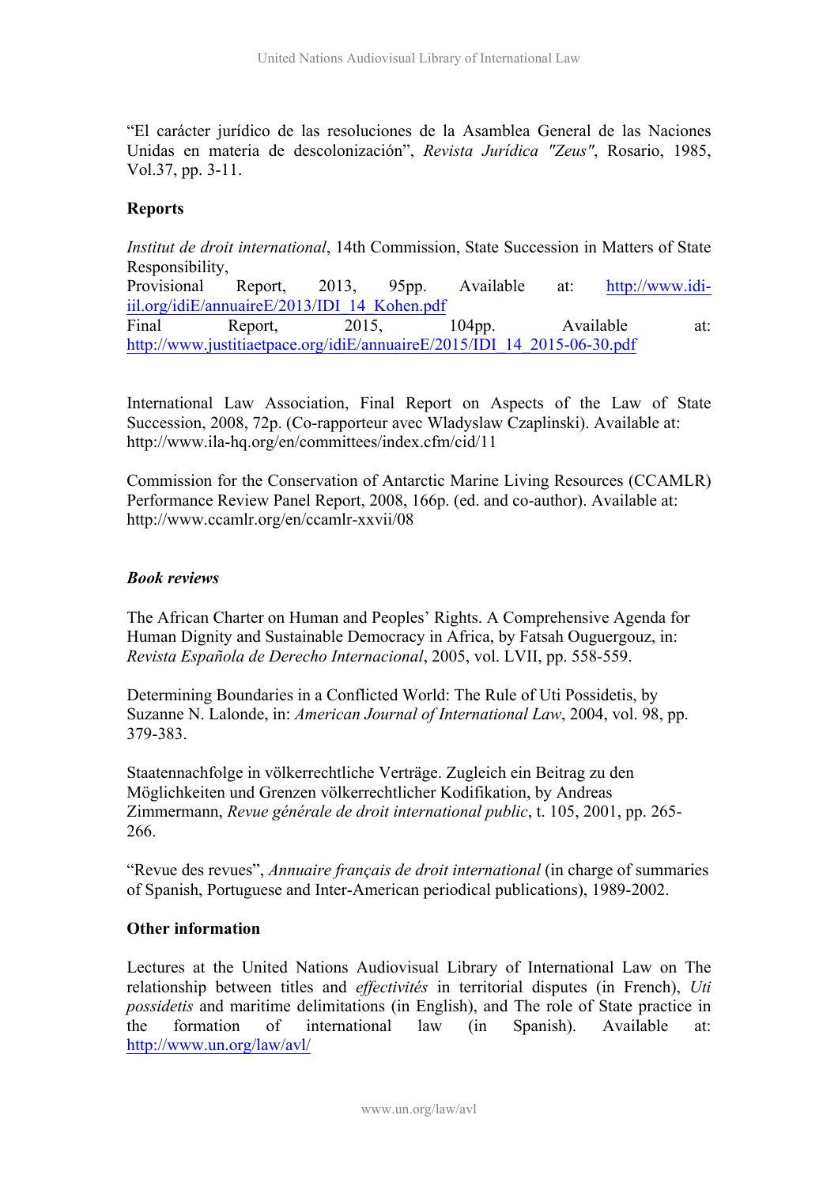"El carácter jurídico de las resoluciones de la Asamblea General de las Naciones Unidas en materia de descolonización", *Revista Jurídica "Zeus"*, Rosario, 1985, Vol.37, pp. 3-11.

**Reports**

*Institut de droit international*, 14th Commission, State Succession in Matters of State Responsibility,
Provisional Report, 2013, 95pp. Available at: http://www.idi-iil.org/idiE/annuaireE/2013/IDI_14_Kohen.pdf
Final Report, 2015, 104pp. Available at: http://www.justitiaetpace.org/idiE/annuaireE/2015/IDI_14_2015-06-30.pdf

International Law Association, Final Report on Aspects of the Law of State Succession, 2008, 72p. (Co-rapporteur avec Wladyslaw Czaplinski). Available at: http://www.ila-hq.org/en/committees/index.cfm/cid/11

Commission for the Conservation of Antarctic Marine Living Resources (CCAMLR) Performance Review Panel Report, 2008, 166p. (ed. and co-author). Available at: http://www.ccamlr.org/en/ccamlr-xxvii/08

***Book reviews***

The African Charter on Human and Peoples' Rights. A Comprehensive Agenda for Human Dignity and Sustainable Democracy in Africa, by Fatsah Ouguergouz, in: *Revista Española de Derecho Internacional*, 2005, vol. LVII, pp. 558-559.

Determining Boundaries in a Conflicted World: The Rule of Uti Possidetis, by Suzanne N. Lalonde, in: *American Journal of International Law*, 2004, vol. 98, pp. 379-383.

Staatennachfolge in völkerrechtliche Verträge. Zugleich ein Beitrag zu den Möglichkeiten und Grenzen völkerrechtlicher Kodifikation, by Andreas Zimmermann, *Revue générale de droit international public*, t. 105, 2001, pp. 265-266.

"Revue des revues", *Annuaire français de droit international* (in charge of summaries of Spanish, Portuguese and Inter-American periodical publications), 1989-2002.

**Other information**

Lectures at the United Nations Audiovisual Library of International Law on The relationship between titles and *effectivités* in territorial disputes (in French), *Uti possidetis* and maritime delimitations (in English), and The role of State practice in the formation of international law (in Spanish). Available at: http://www.un.org/law/avl/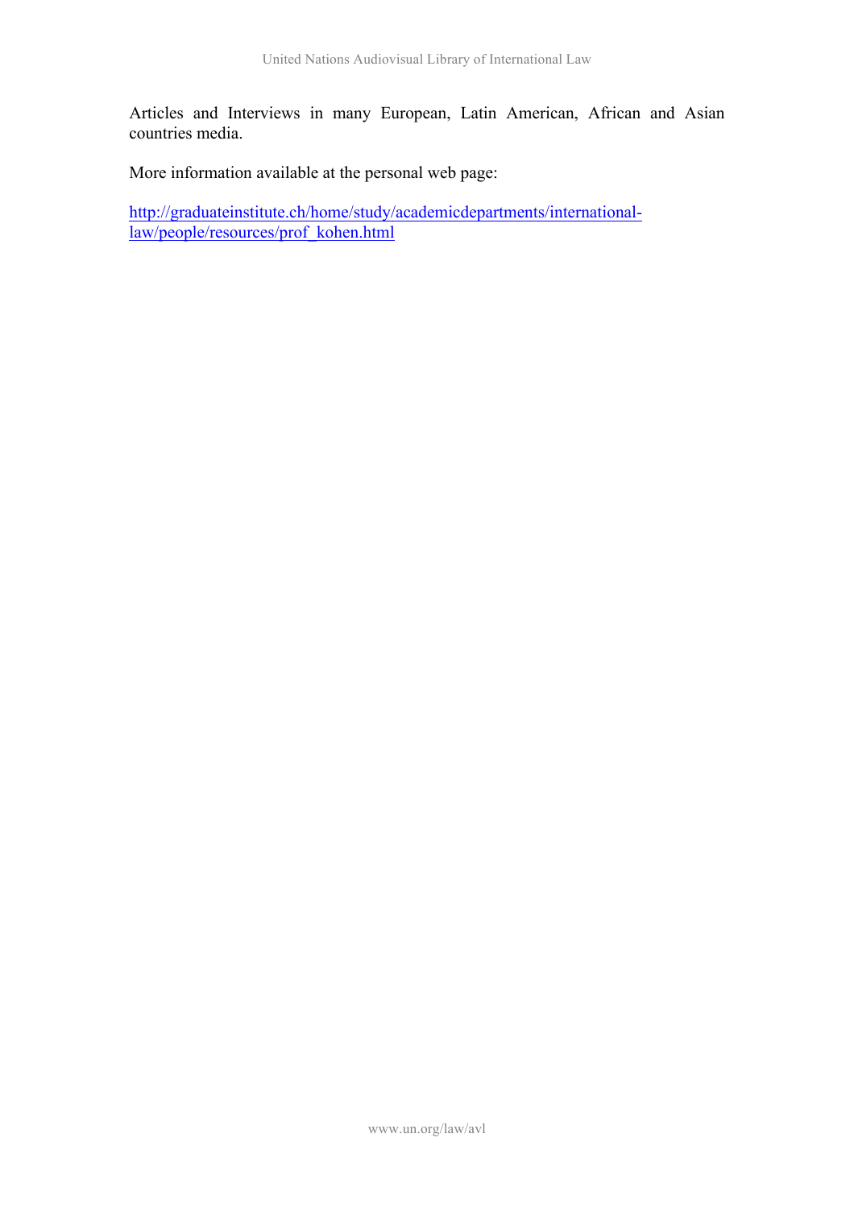Articles and Interviews in many European, Latin American, African and Asian countries media.

More information available at the personal web page:

[http://graduateinstitute.ch/home/study/academicdepartments/international-law/people/resources/prof_kohen.html](http://graduateinstitute.ch/home/study/academicdepartments/international-law/people/resources/prof_kohen.html)